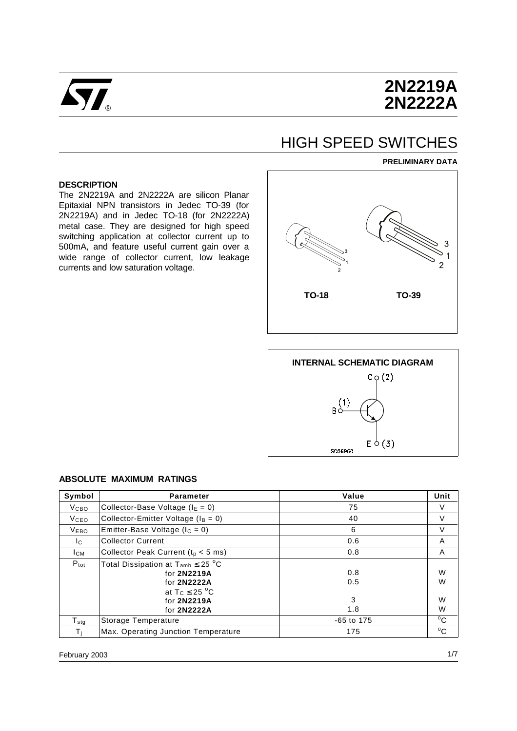# 2N2219A
# 2N2222A

## HIGH SPEED SWITCHES

**PRELIMINARY DATA**

### DESCRIPTION

The 2N2219A and 2N2222A are silicon Planar Epitaxial NPN transistors in Jedec TO-39 (for 2N2219A) and in Jedec TO-18 (for 2N2222A) metal case. They are designed for high speed switching application at collector current up to 500mA, and feature useful current gain over a wide range of collector current, low leakage currents and low saturation voltage.

TO-18 TO-39

**INTERNAL SCHEMATIC DIAGRAM**

### ABSOLUTE MAXIMUM RATINGS

| Symbol | Parameter | Value | Unit |
|---|---|---|---|
| $V_{CBO}$ | Collector-Base Voltage ($I_E = 0$) | 75 | V |
| $V_{CEO}$ | Collector-Emitter Voltage ($I_B = 0$) | 40 | V |
| $V_{EBO}$ | Emitter-Base Voltage ($I_C = 0$) | 6 | V |
| $I_C$ | Collector Current | 0.6 | A |
| $I_{CM}$ | Collector Peak Current ($t_p < 5$ ms) | 0.8 | A |
| $P_{tot}$ | Total Dissipation at $T_{amb} \leq 25\ ^oC$ | | |
| | for **2N2219A** | 0.8 | W |
| | for **2N2222A** | 0.5 | W |
| | at $T_C \leq 25\ ^oC$ | | |
| | for **2N2219A** | 3 | W |
| | for **2N2222A** | 1.8 | W |
| $T_{stg}$ | Storage Temperature | -65 to 175 | $^oC$ |
| $T_j$ | Max. Operating Junction Temperature | 175 | $^oC$ |

February 2003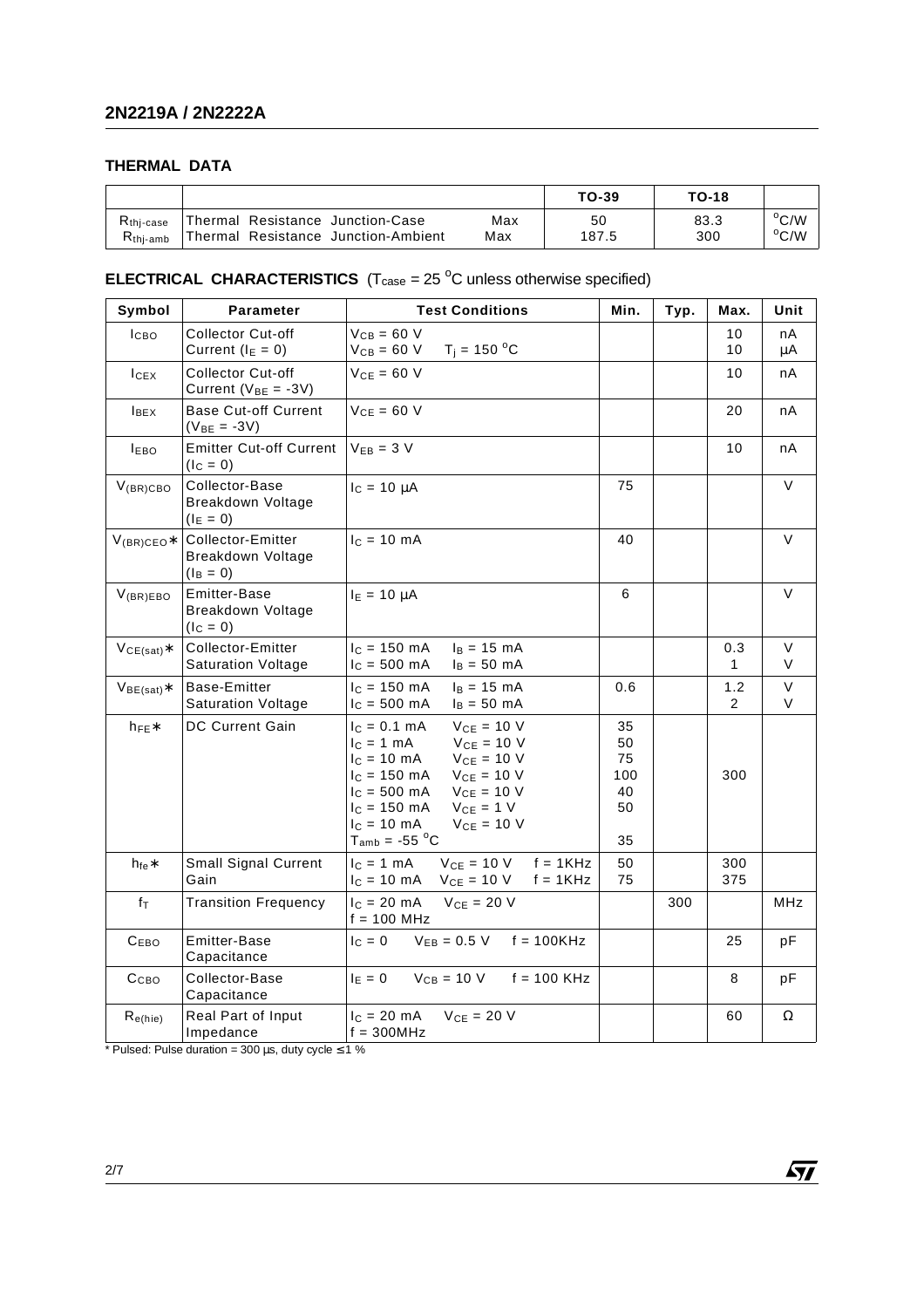## THERMAL DATA

| | | | TO-39 | TO-18 | |
|---|---|---|---|---|---|
| $R_{thj\text{-}case}$ | Thermal Resistance Junction-Case | Max | 50 | 83.3 | $^oC/W$ |
| $R_{thj\text{-}amb}$ | Thermal Resistance Junction-Ambient | Max | 187.5 | 300 | $^oC/W$ |

## ELECTRICAL CHARACTERISTICS ($T_{case}$ = 25 $^oC$ unless otherwise specified)

| Symbol | Parameter | Test Conditions | Min. | Typ. | Max. | Unit |
|---|---|---|---|---|---|---|
| $I_{CBO}$ | Collector Cut-off Current ($I_E$ = 0) | $V_{CB}$ = 60 V<br>$V_{CB}$ = 60 V $T_j$ = 150 $^oC$ | | | 10<br>10 | nA<br>μA |
| $I_{CEX}$ | Collector Cut-off Current ($V_{BE}$ = -3V) | $V_{CE}$ = 60 V | | | 10 | nA |
| $I_{BEX}$ | Base Cut-off Current ($V_{BE}$ = -3V) | $V_{CE}$ = 60 V | | | 20 | nA |
| $I_{EBO}$ | Emitter Cut-off Current ($I_C$ = 0) | $V_{EB}$ = 3 V | | | 10 | nA |
| $V_{(BR)CBO}$ | Collector-Base Breakdown Voltage ($I_E$ = 0) | $I_C$ = 10 μA | 75 | | | V |
| $V_{(BR)CEO}$* | Collector-Emitter Breakdown Voltage ($I_B$ = 0) | $I_C$ = 10 mA | 40 | | | V |
| $V_{(BR)EBO}$ | Emitter-Base Breakdown Voltage ($I_C$ = 0) | $I_E$ = 10 μA | 6 | | | V |
| $V_{CE(sat)}$* | Collector-Emitter Saturation Voltage | $I_C$ = 150 mA $I_B$ = 15 mA<br>$I_C$ = 500 mA $I_B$ = 50 mA | | | 0.3<br>1 | V<br>V |
| $V_{BE(sat)}$* | Base-Emitter Saturation Voltage | $I_C$ = 150 mA $I_B$ = 15 mA<br>$I_C$ = 500 mA $I_B$ = 50 mA | 0.6 | | 1.2<br>2 | V<br>V |
| $h_{FE}$* | DC Current Gain | $I_C$ = 0.1 mA $V_{CE}$ = 10 V<br>$I_C$ = 1 mA $V_{CE}$ = 10 V<br>$I_C$ = 10 mA $V_{CE}$ = 10 V<br>$I_C$ = 150 mA $V_{CE}$ = 10 V<br>$I_C$ = 500 mA $V_{CE}$ = 10 V<br>$I_C$ = 150 mA $V_{CE}$ = 1 V<br>$I_C$ = 10 mA $V_{CE}$ = 10 V<br>$T_{amb}$ = -55 $^oC$ | 35<br>50<br>75<br>100<br>40<br>50<br>35 | | <br><br><br>300 | |
| $h_{fe}$* | Small Signal Current Gain | $I_C$ = 1 mA $V_{CE}$ = 10 V f = 1KHz<br>$I_C$ = 10 mA $V_{CE}$ = 10 V f = 1KHz | 50<br>75 | | 300<br>375 | |
| $f_T$ | Transition Frequency | $I_C$ = 20 mA $V_{CE}$ = 20 V<br>f = 100 MHz | | 300 | | MHz |
| $C_{EBO}$ | Emitter-Base Capacitance | $I_C$ = 0 $V_{EB}$ = 0.5 V f = 100KHz | | | 25 | pF |
| $C_{CBO}$ | Collector-Base Capacitance | $I_E$ = 0 $V_{CB}$ = 10 V f = 100 KHz | | | 8 | pF |
| $R_{e(hie)}$ | Real Part of Input Impedance | $I_C$ = 20 mA $V_{CE}$ = 20 V<br>f = 300MHz | | | 60 | Ω |

* Pulsed: Pulse duration = 300 μs, duty cycle ≤ 1 %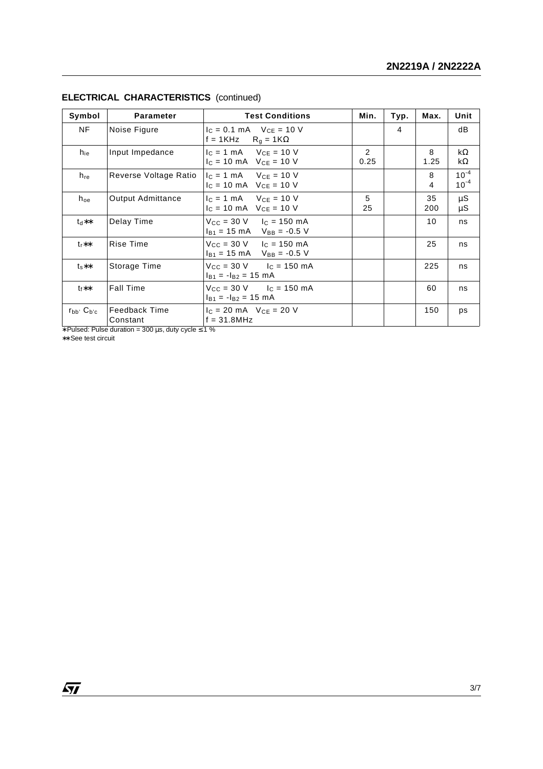## ELECTRICAL CHARACTERISTICS (continued)

| Symbol | Parameter | Test Conditions | Min. | Typ. | Max. | Unit |
|---|---|---|---|---|---|---|
| NF | Noise Figure | $I_C$ = 0.1 mA  $V_{CE}$ = 10 V<br>f = 1KHz  $R_g$ = 1KΩ | | 4 | | dB |
| $h_{ie}$ | Input Impedance | $I_C$ = 1 mA  $V_{CE}$ = 10 V<br>$I_C$ = 10 mA  $V_{CE}$ = 10 V | 2<br>0.25 | | 8<br>1.25 | kΩ<br>kΩ |
| $h_{re}$ | Reverse Voltage Ratio | $I_C$ = 1 mA  $V_{CE}$ = 10 V<br>$I_C$ = 10 mA  $V_{CE}$ = 10 V | | | 8<br>4 | $10^{-4}$<br>$10^{-4}$ |
| $h_{oe}$ | Output Admittance | $I_C$ = 1 mA  $V_{CE}$ = 10 V<br>$I_C$ = 10 mA  $V_{CE}$ = 10 V | 5<br>25 | | 35<br>200 | µS<br>µS |
| $t_d$** | Delay Time | $V_{CC}$ = 30 V  $I_C$ = 150 mA<br>$I_{B1}$ = 15 mA  $V_{BB}$ = -0.5 V | | | 10 | ns |
| $t_r$** | Rise Time | $V_{CC}$ = 30 V  $I_C$ = 150 mA<br>$I_{B1}$ = 15 mA  $V_{BB}$ = -0.5 V | | | 25 | ns |
| $t_s$** | Storage Time | $V_{CC}$ = 30 V  $I_C$ = 150 mA<br>$I_{B1}$ = $-I_{B2}$ = 15 mA | | | 225 | ns |
| $t_f$** | Fall Time | $V_{CC}$ = 30 V  $I_C$ = 150 mA<br>$I_{B1}$ = $-I_{B2}$ = 15 mA | | | 60 | ns |
| $r_{bb'}$ $C_{b'c}$ | Feedback Time Constant | $I_C$ = 20 mA  $V_{CE}$ = 20 V<br>f = 31.8MHz | | | 150 | ps |

*Pulsed: Pulse duration = 300 µs, duty cycle ≤ 1 %

**See test circuit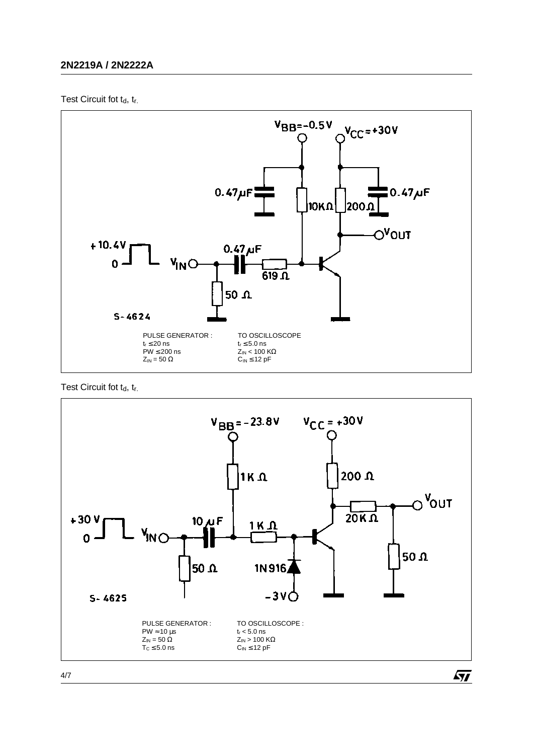Test Circuit fot $t_d$, $t_r$.

V_BB = -0.5 V   V_CC = +30 V

0.47 μF   10 KΩ   200 Ω   0.47 μF

V_OUT

+10.4 V
0

V_IN   0.47 μF   619 Ω

50 Ω

S-4624

PULSE GENERATOR :
$t_r \leq 20$ ns
PW $\leq 200$ ns
$Z_{IN} = 50\ \Omega$

TO OSCILLOSCOPE
$t_r \leq 5.0$ ns
$Z_{IN} < 100$ KΩ
$C_{IN} \leq 12$ pF

Test Circuit fot $t_d$, $t_r$.

V_BB = -23.8 V   V_CC = +30 V

1K Ω   200 Ω

V_OUT

+30 V
0

V_IN   10 μF   1K Ω   20K Ω

50 Ω   1N916   50 Ω

-3V

S-4625

PULSE GENERATOR :
PW $\approx 10$ μs
$Z_{IN} = 50\ \Omega$
$T_C \leq 5.0$ ns

TO OSCILLOSCOPE :
$t_r < 5.0$ ns
$Z_{IN} > 100$ KΩ
$C_{IN} \leq 12$ pF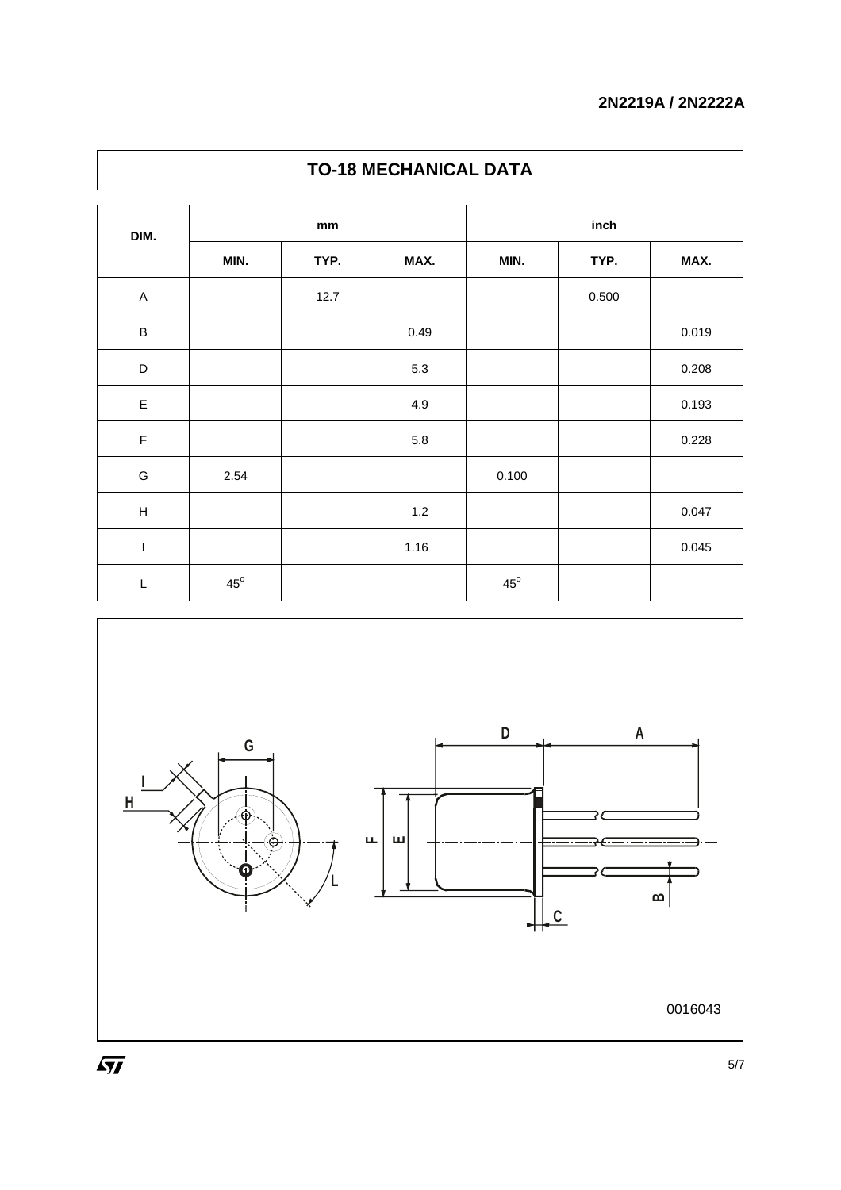## TO-18 MECHANICAL DATA

| DIM. | mm | | | inch | | |
|---|---|---|---|---|---|---|
| | MIN. | TYP. | MAX. | MIN. | TYP. | MAX. |
| A | | 12.7 | | | 0.500 | |
| B | | | 0.49 | | | 0.019 |
| D | | | 5.3 | | | 0.208 |
| E | | | 4.9 | | | 0.193 |
| F | | | 5.8 | | | 0.228 |
| G | 2.54 | | | 0.100 | | |
| H | | | 1.2 | | | 0.047 |
| I | | | 1.16 | | | 0.045 |
| L | $45^{o}$ | | | $45^{o}$ | | |

0016043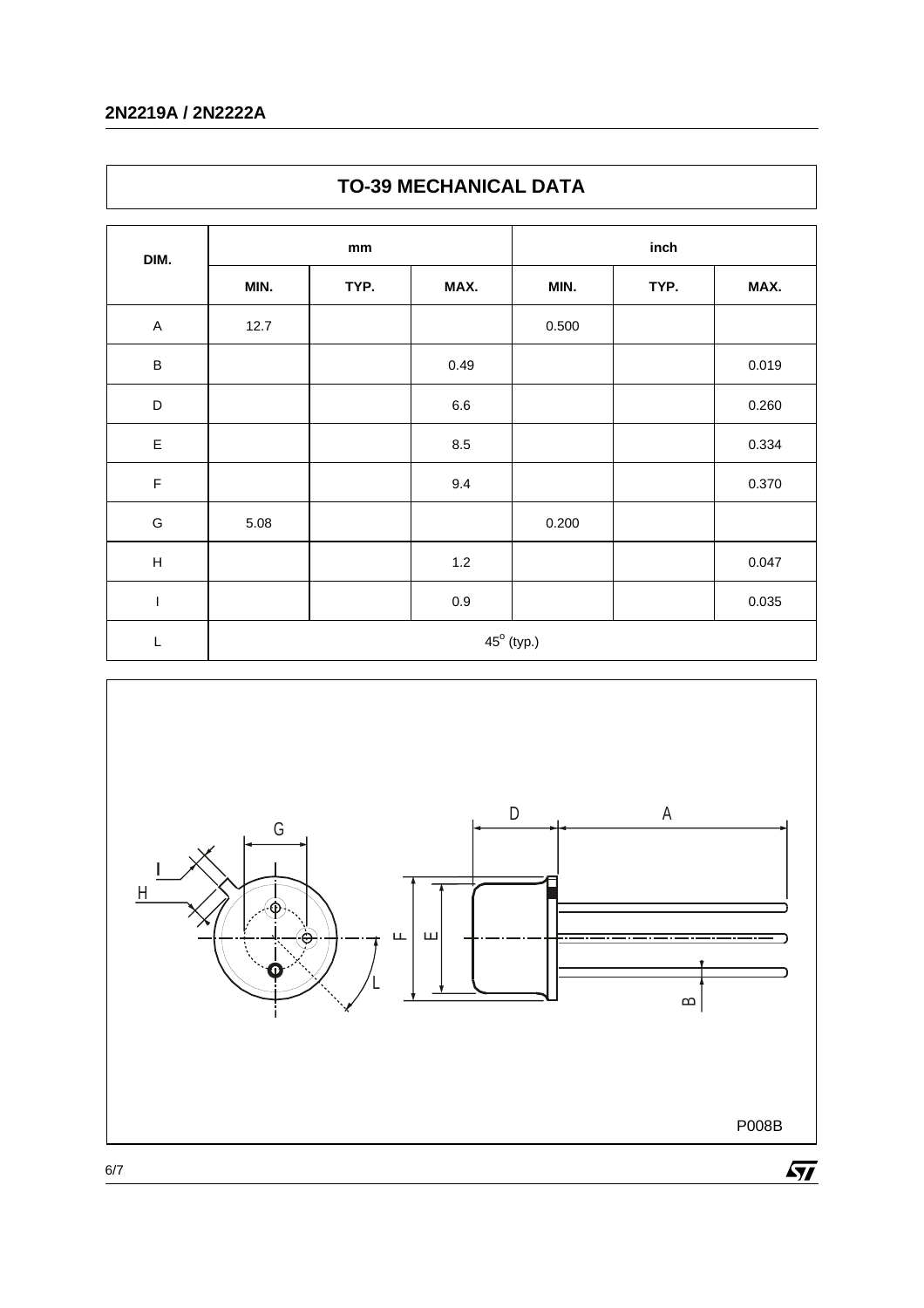## TO-39 MECHANICAL DATA

| DIM. | mm | | | inch | | |
|---|---|---|---|---|---|---|
| | MIN. | TYP. | MAX. | MIN. | TYP. | MAX. |
| A | 12.7 | | | 0.500 | | |
| B | | | 0.49 | | | 0.019 |
| D | | | 6.6 | | | 0.260 |
| E | | | 8.5 | | | 0.334 |
| F | | | 9.4 | | | 0.370 |
| G | 5.08 | | | 0.200 | | |
| H | | | 1.2 | | | 0.047 |
| I | | | 0.9 | | | 0.035 |
| L | $45^{o}$ (typ.) | | | | | |

P008B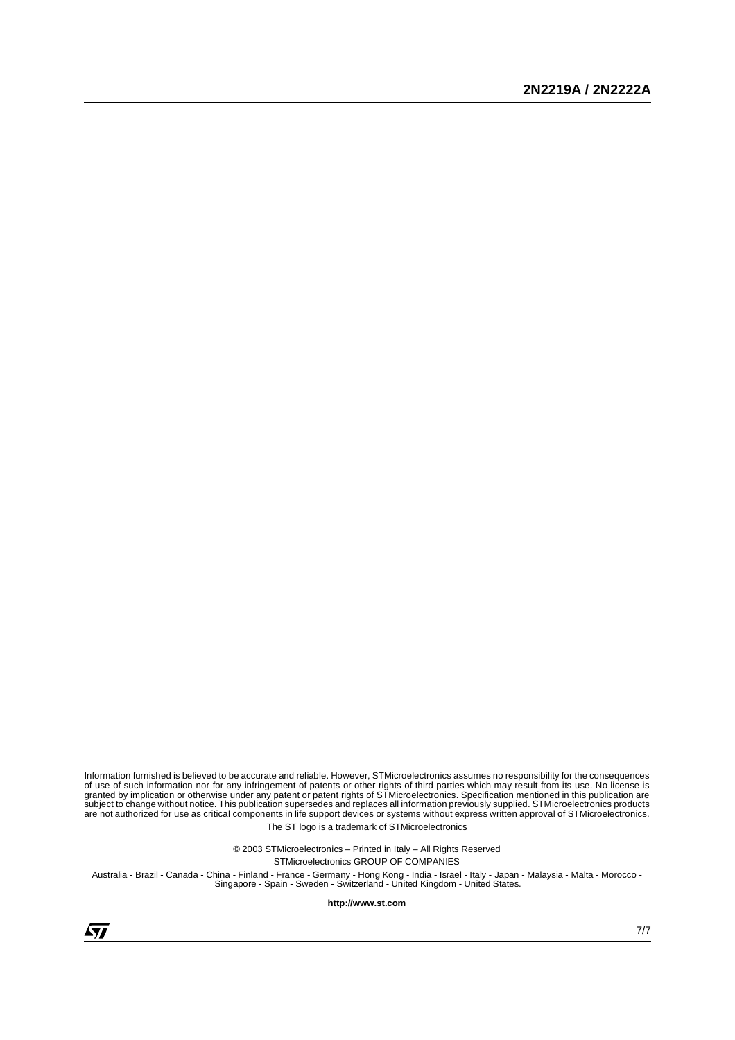Information furnished is believed to be accurate and reliable. However, STMicroelectronics assumes no responsibility for the consequences of use of such information nor for any infringement of patents or other rights of third parties which may result from its use. No license is granted by implication or otherwise under any patent or patent rights of STMicroelectronics. Specification mentioned in this publication are subject to change without notice. This publication supersedes and replaces all information previously supplied. STMicroelectronics products are not authorized for use as critical components in life support devices or systems without express written approval of STMicroelectronics.

The ST logo is a trademark of STMicroelectronics

© 2003 STMicroelectronics – Printed in Italy – All Rights Reserved

STMicroelectronics GROUP OF COMPANIES

Australia - Brazil - Canada - China - Finland - France - Germany - Hong Kong - India - Israel - Italy - Japan - Malaysia - Malta - Morocco - Singapore - Spain - Sweden - Switzerland - United Kingdom - United States.

**http://www.st.com**